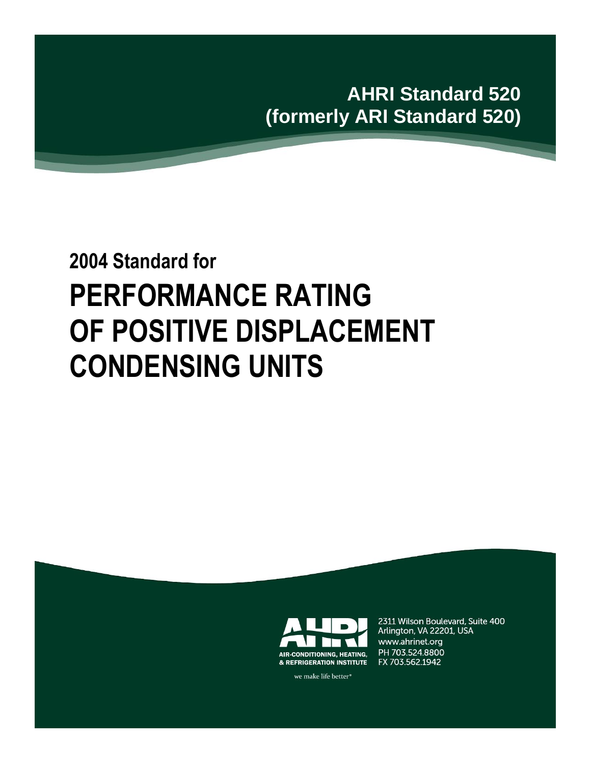**AHRI Standard 520**
**(formerly ARI Standard 520)**

## 2004 Standard for

# PERFORMANCE RATING OF POSITIVE DISPLACEMENT CONDENSING UNITS

AIR-CONDITIONING, HEATING, & REFRIGERATION INSTITUTE

we make life better®

2311 Wilson Boulevard, Suite 400
Arlington, VA 22201, USA
www.ahrinet.org
PH 703.524.8800
FX 703.562.1942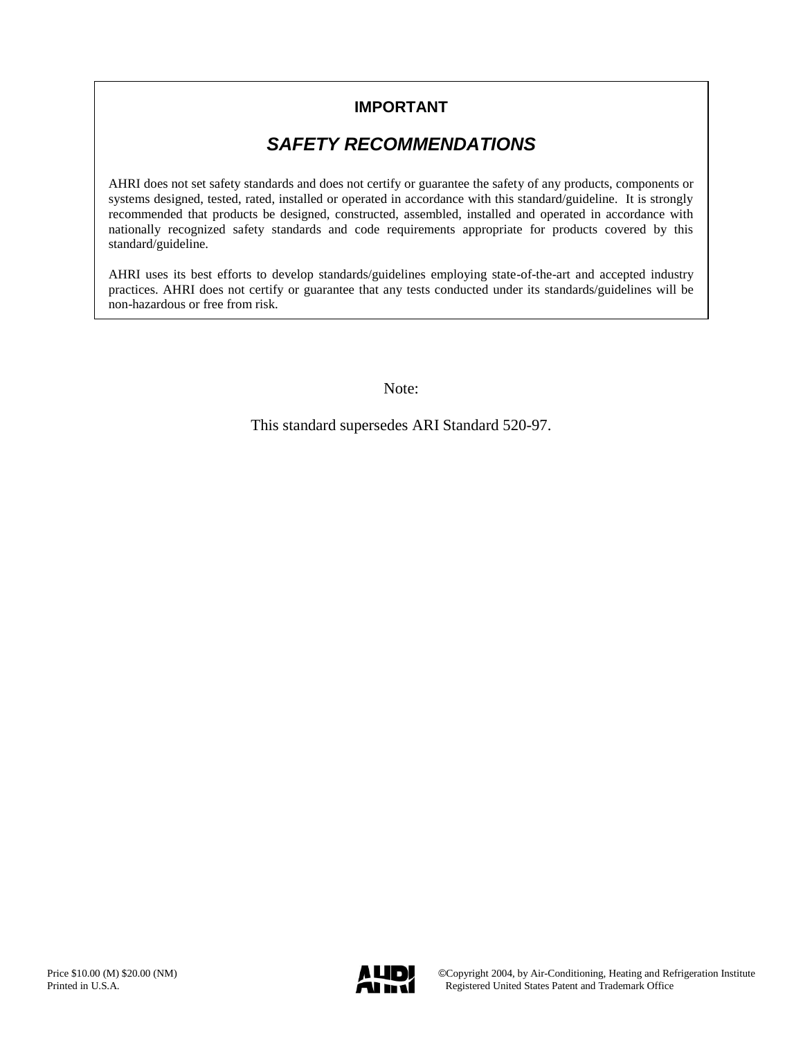**IMPORTANT**

## *SAFETY RECOMMENDATIONS*

AHRI does not set safety standards and does not certify or guarantee the safety of any products, components or systems designed, tested, rated, installed or operated in accordance with this standard/guideline. It is strongly recommended that products be designed, constructed, assembled, installed and operated in accordance with nationally recognized safety standards and code requirements appropriate for products covered by this standard/guideline.

AHRI uses its best efforts to develop standards/guidelines employing state-of-the-art and accepted industry practices. AHRI does not certify or guarantee that any tests conducted under its standards/guidelines will be non-hazardous or free from risk.

Note:

This standard supersedes ARI Standard 520-97.

Price $10.00 (M) $20.00 (NM)
Printed in U.S.A.

©Copyright 2004, by Air-Conditioning, Heating and Refrigeration Institute
Registered United States Patent and Trademark Office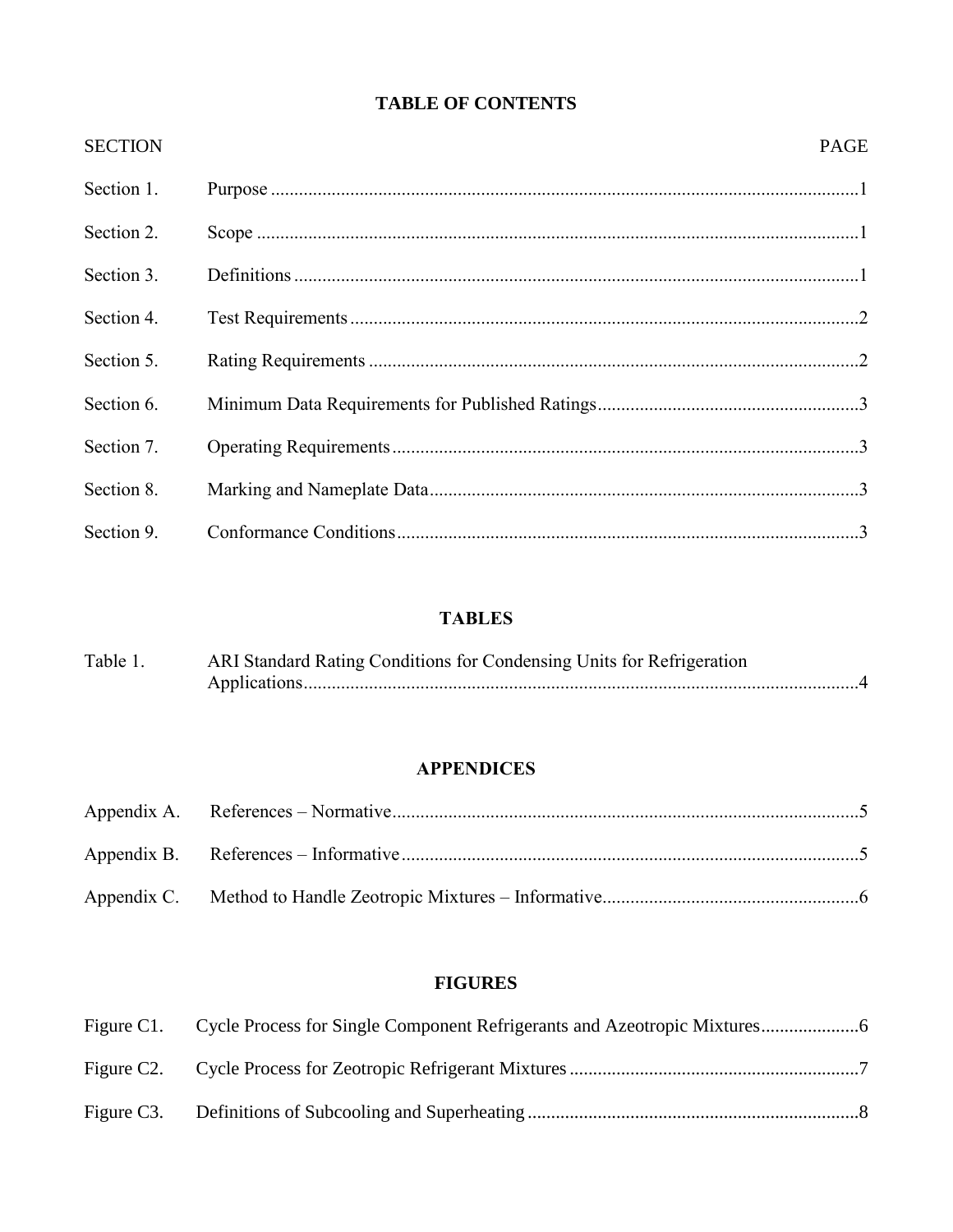## TABLE OF CONTENTS

| SECTION | | PAGE |
|---|---|---|
| Section 1. | Purpose | 1 |
| Section 2. | Scope | 1 |
| Section 3. | Definitions | 1 |
| Section 4. | Test Requirements | 2 |
| Section 5. | Rating Requirements | 2 |
| Section 6. | Minimum Data Requirements for Published Ratings | 3 |
| Section 7. | Operating Requirements | 3 |
| Section 8. | Marking and Nameplate Data | 3 |
| Section 9. | Conformance Conditions | 3 |

### TABLES

| | | |
|---|---|---|
| Table 1. | ARI Standard Rating Conditions for Condensing Units for Refrigeration Applications | 4 |

### APPENDICES

| | | |
|---|---|---|
| Appendix A. | References – Normative | 5 |
| Appendix B. | References – Informative | 5 |
| Appendix C. | Method to Handle Zeotropic Mixtures – Informative | 6 |

### FIGURES

| | | |
|---|---|---|
| Figure C1. | Cycle Process for Single Component Refrigerants and Azeotropic Mixtures | 6 |
| Figure C2. | Cycle Process for Zeotropic Refrigerant Mixtures | 7 |
| Figure C3. | Definitions of Subcooling and Superheating | 8 |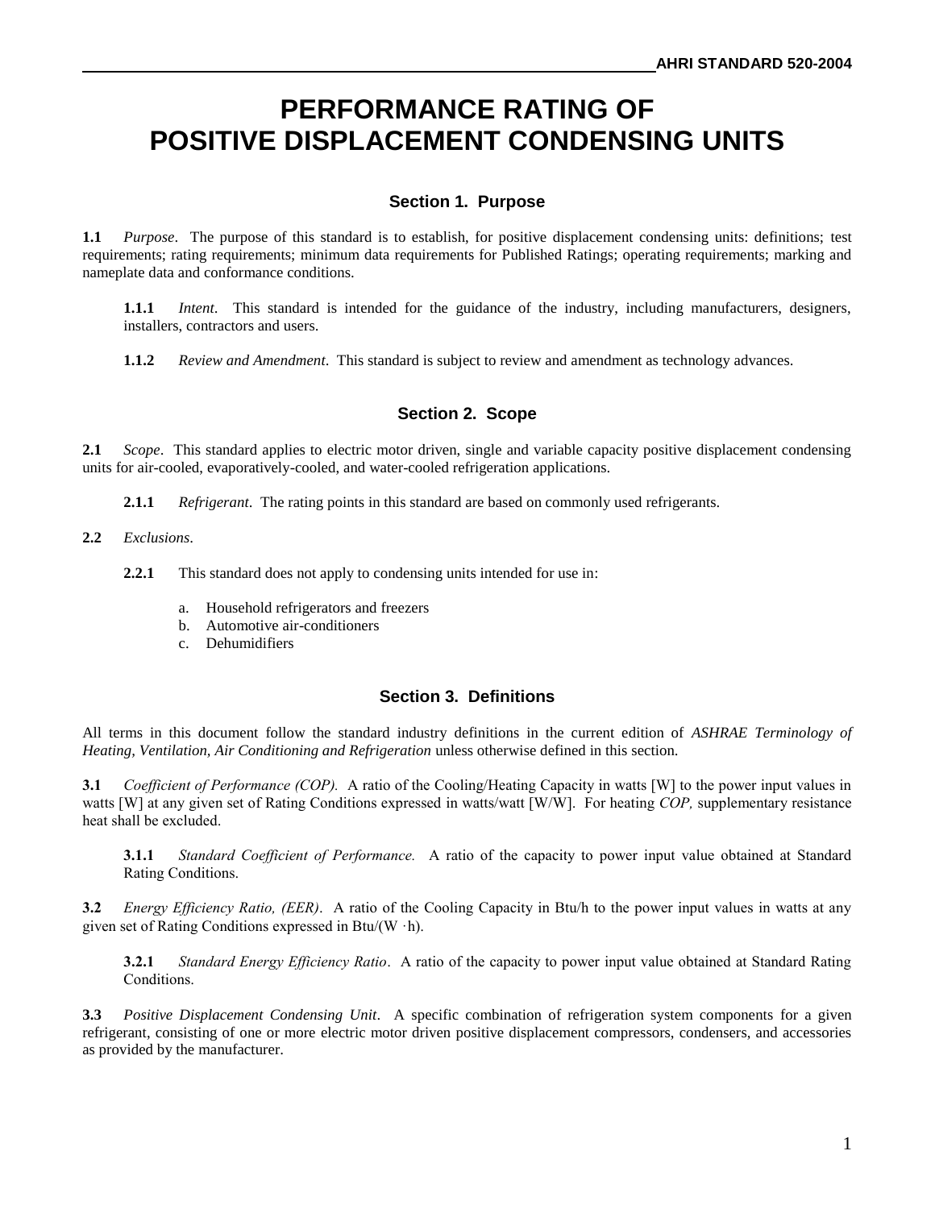# PERFORMANCE RATING OF POSITIVE DISPLACEMENT CONDENSING UNITS

## Section 1. Purpose

**1.1** *Purpose*. The purpose of this standard is to establish, for positive displacement condensing units: definitions; test requirements; rating requirements; minimum data requirements for Published Ratings; operating requirements; marking and nameplate data and conformance conditions.

**1.1.1** *Intent*. This standard is intended for the guidance of the industry, including manufacturers, designers, installers, contractors and users.

**1.1.2** *Review and Amendment*. This standard is subject to review and amendment as technology advances.

## Section 2. Scope

**2.1** *Scope*. This standard applies to electric motor driven, single and variable capacity positive displacement condensing units for air-cooled, evaporatively-cooled, and water-cooled refrigeration applications.

**2.1.1** *Refrigerant*. The rating points in this standard are based on commonly used refrigerants.

**2.2** *Exclusions*.

**2.2.1** This standard does not apply to condensing units intended for use in:

a. Household refrigerators and freezers
b. Automotive air-conditioners
c. Dehumidifiers

## Section 3. Definitions

All terms in this document follow the standard industry definitions in the current edition of *ASHRAE Terminology of Heating, Ventilation, Air Conditioning and Refrigeration* unless otherwise defined in this section.

**3.1** *Coefficient of Performance (COP).* A ratio of the Cooling/Heating Capacity in watts [W] to the power input values in watts [W] at any given set of Rating Conditions expressed in watts/watt [W/W]. For heating *COP,* supplementary resistance heat shall be excluded.

**3.1.1** *Standard Coefficient of Performance.* A ratio of the capacity to power input value obtained at Standard Rating Conditions.

**3.2** *Energy Efficiency Ratio, (EER)*. A ratio of the Cooling Capacity in Btu/h to the power input values in watts at any given set of Rating Conditions expressed in Btu/(W ·h).

**3.2.1** *Standard Energy Efficiency Ratio*. A ratio of the capacity to power input value obtained at Standard Rating Conditions.

**3.3** *Positive Displacement Condensing Unit*. A specific combination of refrigeration system components for a given refrigerant, consisting of one or more electric motor driven positive displacement compressors, condensers, and accessories as provided by the manufacturer.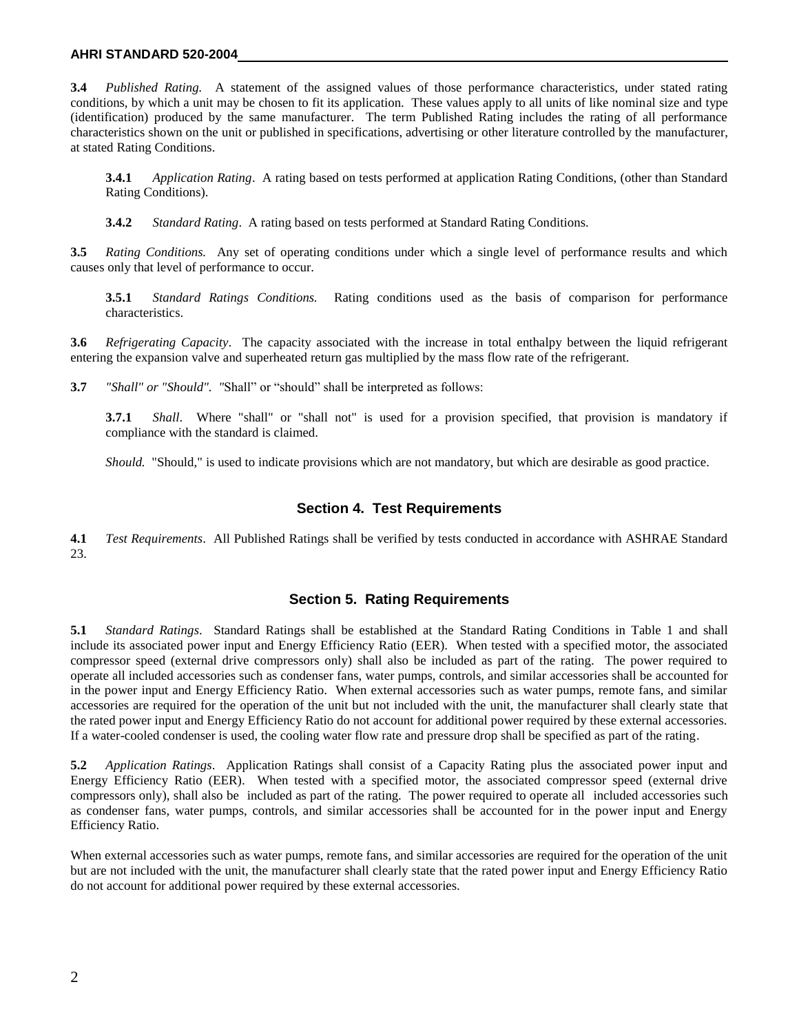**3.4** *Published Rating.* A statement of the assigned values of those performance characteristics, under stated rating conditions, by which a unit may be chosen to fit its application. These values apply to all units of like nominal size and type (identification) produced by the same manufacturer. The term Published Rating includes the rating of all performance characteristics shown on the unit or published in specifications, advertising or other literature controlled by the manufacturer, at stated Rating Conditions.

> **3.4.1** *Application Rating*. A rating based on tests performed at application Rating Conditions, (other than Standard Rating Conditions).
>
> **3.4.2** *Standard Rating*. A rating based on tests performed at Standard Rating Conditions.

**3.5** *Rating Conditions.* Any set of operating conditions under which a single level of performance results and which causes only that level of performance to occur.

> **3.5.1** *Standard Ratings Conditions.* Rating conditions used as the basis of comparison for performance characteristics.

**3.6** *Refrigerating Capacity*. The capacity associated with the increase in total enthalpy between the liquid refrigerant entering the expansion valve and superheated return gas multiplied by the mass flow rate of the refrigerant.

**3.7** *"Shall" or "Should".* "Shall" or "should" shall be interpreted as follows:

> **3.7.1** *Shall*. Where "shall" or "shall not" is used for a provision specified, that provision is mandatory if compliance with the standard is claimed.
>
> *Should.* "Should," is used to indicate provisions which are not mandatory, but which are desirable as good practice.

## Section 4. Test Requirements

**4.1** *Test Requirements*. All Published Ratings shall be verified by tests conducted in accordance with ASHRAE Standard 23.

## Section 5. Rating Requirements

**5.1** *Standard Ratings*. Standard Ratings shall be established at the Standard Rating Conditions in Table 1 and shall include its associated power input and Energy Efficiency Ratio (EER). When tested with a specified motor, the associated compressor speed (external drive compressors only) shall also be included as part of the rating. The power required to operate all included accessories such as condenser fans, water pumps, controls, and similar accessories shall be accounted for in the power input and Energy Efficiency Ratio. When external accessories such as water pumps, remote fans, and similar accessories are required for the operation of the unit but not included with the unit, the manufacturer shall clearly state that the rated power input and Energy Efficiency Ratio do not account for additional power required by these external accessories. If a water-cooled condenser is used, the cooling water flow rate and pressure drop shall be specified as part of the rating.

**5.2** *Application Ratings*. Application Ratings shall consist of a Capacity Rating plus the associated power input and Energy Efficiency Ratio (EER). When tested with a specified motor, the associated compressor speed (external drive compressors only), shall also be included as part of the rating. The power required to operate all included accessories such as condenser fans, water pumps, controls, and similar accessories shall be accounted for in the power input and Energy Efficiency Ratio.

When external accessories such as water pumps, remote fans, and similar accessories are required for the operation of the unit but are not included with the unit, the manufacturer shall clearly state that the rated power input and Energy Efficiency Ratio do not account for additional power required by these external accessories.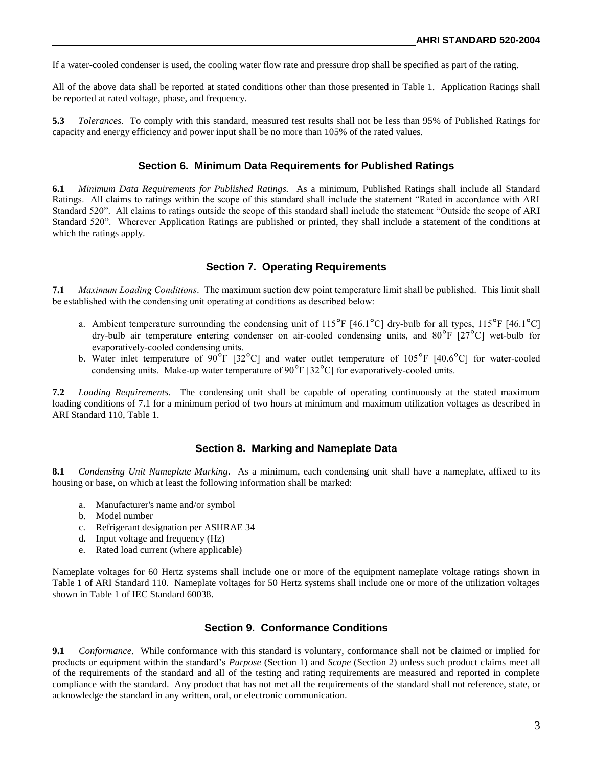If a water-cooled condenser is used, the cooling water flow rate and pressure drop shall be specified as part of the rating.

All of the above data shall be reported at stated conditions other than those presented in Table 1. Application Ratings shall be reported at rated voltage, phase, and frequency.

**5.3** *Tolerances*. To comply with this standard, measured test results shall not be less than 95% of Published Ratings for capacity and energy efficiency and power input shall be no more than 105% of the rated values.

## Section 6. Minimum Data Requirements for Published Ratings

**6.1** *Minimum Data Requirements for Published Ratings.* As a minimum, Published Ratings shall include all Standard Ratings. All claims to ratings within the scope of this standard shall include the statement "Rated in accordance with ARI Standard 520". All claims to ratings outside the scope of this standard shall include the statement "Outside the scope of ARI Standard 520". Wherever Application Ratings are published or printed, they shall include a statement of the conditions at which the ratings apply.

## Section 7. Operating Requirements

**7.1** *Maximum Loading Conditions*. The maximum suction dew point temperature limit shall be published. This limit shall be established with the condensing unit operating at conditions as described below:

a. Ambient temperature surrounding the condensing unit of 115°F [46.1°C] dry-bulb for all types, 115°F [46.1°C] dry-bulb air temperature entering condenser on air-cooled condensing units, and 80°F [27°C] wet-bulb for evaporatively-cooled condensing units.
b. Water inlet temperature of 90°F [32°C] and water outlet temperature of 105°F [40.6°C] for water-cooled condensing units. Make-up water temperature of 90°F [32°C] for evaporatively-cooled units.

**7.2** *Loading Requirements*. The condensing unit shall be capable of operating continuously at the stated maximum loading conditions of 7.1 for a minimum period of two hours at minimum and maximum utilization voltages as described in ARI Standard 110, Table 1.

## Section 8. Marking and Nameplate Data

**8.1** *Condensing Unit Nameplate Marking*. As a minimum, each condensing unit shall have a nameplate, affixed to its housing or base, on which at least the following information shall be marked:

a. Manufacturer's name and/or symbol
b. Model number
c. Refrigerant designation per ASHRAE 34
d. Input voltage and frequency (Hz)
e. Rated load current (where applicable)

Nameplate voltages for 60 Hertz systems shall include one or more of the equipment nameplate voltage ratings shown in Table 1 of ARI Standard 110. Nameplate voltages for 50 Hertz systems shall include one or more of the utilization voltages shown in Table 1 of IEC Standard 60038.

## Section 9. Conformance Conditions

**9.1** *Conformance*. While conformance with this standard is voluntary, conformance shall not be claimed or implied for products or equipment within the standard's *Purpose* (Section 1) and *Scope* (Section 2) unless such product claims meet all of the requirements of the standard and all of the testing and rating requirements are measured and reported in complete compliance with the standard. Any product that has not met all the requirements of the standard shall not reference, state, or acknowledge the standard in any written, oral, or electronic communication.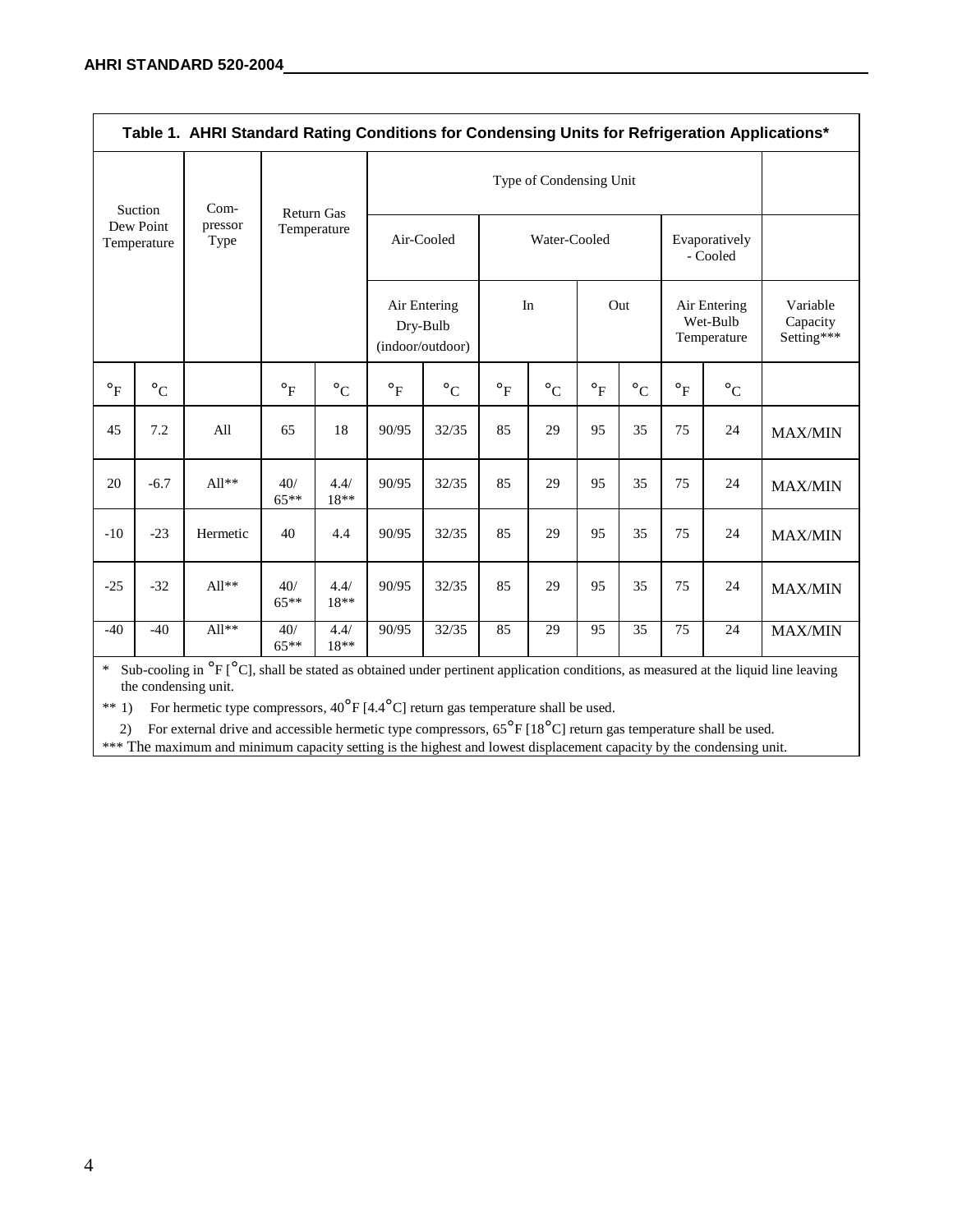**Table 1. AHRI Standard Rating Conditions for Condensing Units for Refrigeration Applications***

| Suction Dew Point Temperature | | Com-pressor Type | Return Gas Temperature | | Type of Condensing Unit | | | | | | | | |
|---|---|---|---|---|---|---|---|---|---|---|---|---|---|
| | | | | | Air-Cooled | | Water-Cooled | | | | Evaporatively - Cooled | | |
| | | | | | Air Entering Dry-Bulb (indoor/outdoor) | | In | | Out | | Air Entering Wet-Bulb Temperature | | Variable Capacity Setting*** |
| °F | °C | | °F | °C | °F | °C | °F | °C | °F | °C | °F | °C | |
| 45 | 7.2 | All | 65 | 18 | 90/95 | 32/35 | 85 | 29 | 95 | 35 | 75 | 24 | MAX/MIN |
| 20 | -6.7 | All** | 40/ 65** | 4.4/ 18** | 90/95 | 32/35 | 85 | 29 | 95 | 35 | 75 | 24 | MAX/MIN |
| -10 | -23 | Hermetic | 40 | 4.4 | 90/95 | 32/35 | 85 | 29 | 95 | 35 | 75 | 24 | MAX/MIN |
| -25 | -32 | All** | 40/ 65** | 4.4/ 18** | 90/95 | 32/35 | 85 | 29 | 95 | 35 | 75 | 24 | MAX/MIN |
| -40 | -40 | All** | 40/ 65** | 4.4/ 18** | 90/95 | 32/35 | 85 | 29 | 95 | 35 | 75 | 24 | MAX/MIN |

\* Sub-cooling in °F [°C], shall be stated as obtained under pertinent application conditions, as measured at the liquid line leaving the condensing unit.

** 1) For hermetic type compressors, 40°F [4.4°C] return gas temperature shall be used.

2) For external drive and accessible hermetic type compressors, 65°F [18°C] return gas temperature shall be used.

*** The maximum and minimum capacity setting is the highest and lowest displacement capacity by the condensing unit.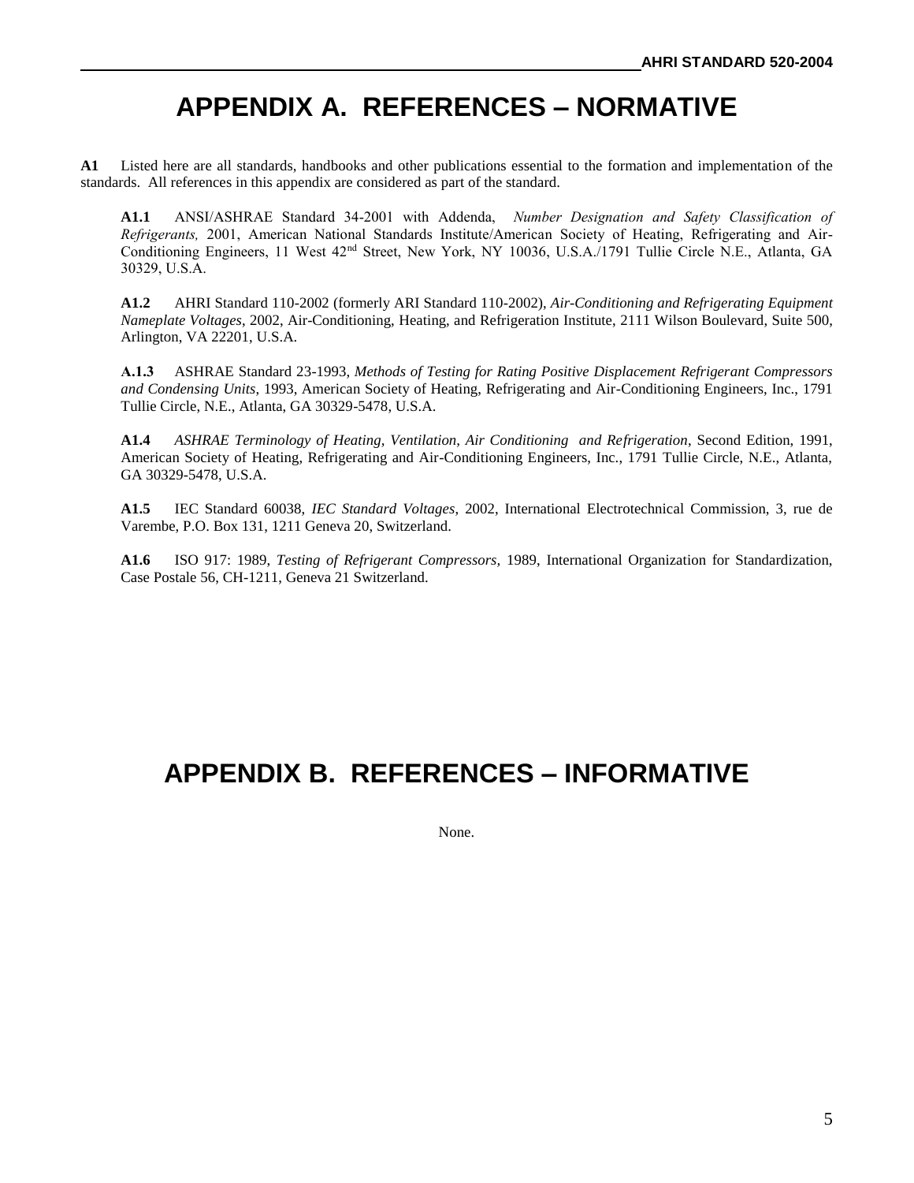# APPENDIX A. REFERENCES – NORMATIVE

**A1** Listed here are all standards, handbooks and other publications essential to the formation and implementation of the standards. All references in this appendix are considered as part of the standard.

> **A1.1** ANSI/ASHRAE Standard 34-2001 with Addenda, *Number Designation and Safety Classification of Refrigerants,* 2001, American National Standards Institute/American Society of Heating, Refrigerating and Air-Conditioning Engineers, 11 West 42nd Street, New York, NY 10036, U.S.A./1791 Tullie Circle N.E., Atlanta, GA 30329, U.S.A.
>
> **A1.2** AHRI Standard 110-2002 (formerly ARI Standard 110-2002), *Air-Conditioning and Refrigerating Equipment Nameplate Voltages*, 2002, Air-Conditioning, Heating, and Refrigeration Institute, 2111 Wilson Boulevard, Suite 500, Arlington, VA 22201, U.S.A.
>
> **A.1.3** ASHRAE Standard 23-1993, *Methods of Testing for Rating Positive Displacement Refrigerant Compressors and Condensing Units*, 1993, American Society of Heating, Refrigerating and Air-Conditioning Engineers, Inc., 1791 Tullie Circle, N.E., Atlanta, GA 30329-5478, U.S.A.
>
> **A1.4** *ASHRAE Terminology of Heating, Ventilation, Air Conditioning and Refrigeration*, Second Edition, 1991, American Society of Heating, Refrigerating and Air-Conditioning Engineers, Inc., 1791 Tullie Circle, N.E., Atlanta, GA 30329-5478, U.S.A.
>
> **A1.5** IEC Standard 60038, *IEC Standard Voltages*, 2002, International Electrotechnical Commission, 3, rue de Varembe, P.O. Box 131, 1211 Geneva 20, Switzerland.
>
> **A1.6** ISO 917: 1989, *Testing of Refrigerant Compressors,* 1989, International Organization for Standardization, Case Postale 56, CH-1211, Geneva 21 Switzerland.

# APPENDIX B. REFERENCES – INFORMATIVE

None.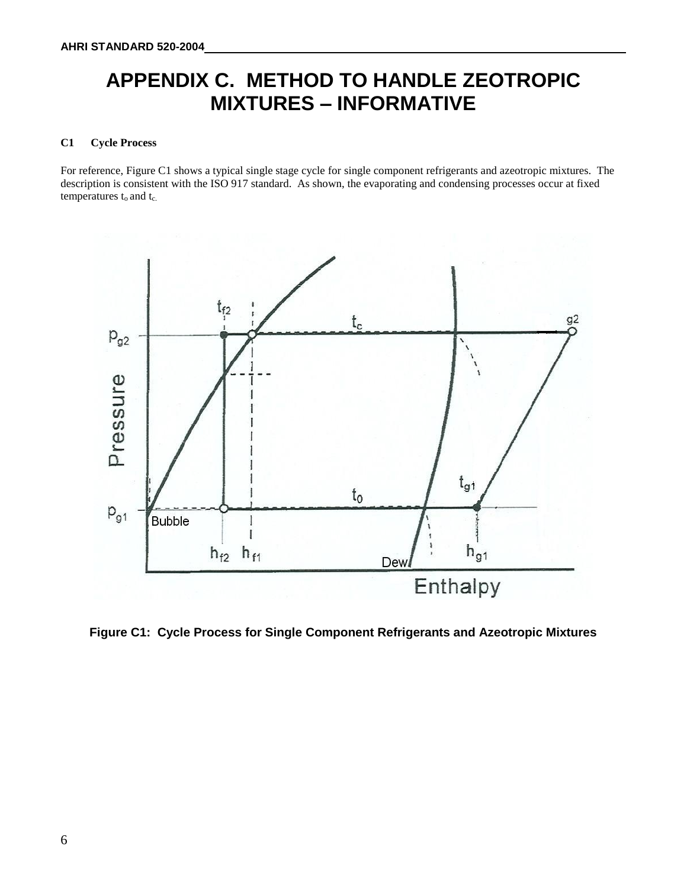# APPENDIX C. METHOD TO HANDLE ZEOTROPIC MIXTURES – INFORMATIVE

**C1 Cycle Process**

For reference, Figure C1 shows a typical single stage cycle for single component refrigerants and azeotropic mixtures. The description is consistent with the ISO 917 standard. As shown, the evaporating and condensing processes occur at fixed temperatures $t_o$ and $t_c$.

**Figure C1: Cycle Process for Single Component Refrigerants and Azeotropic Mixtures**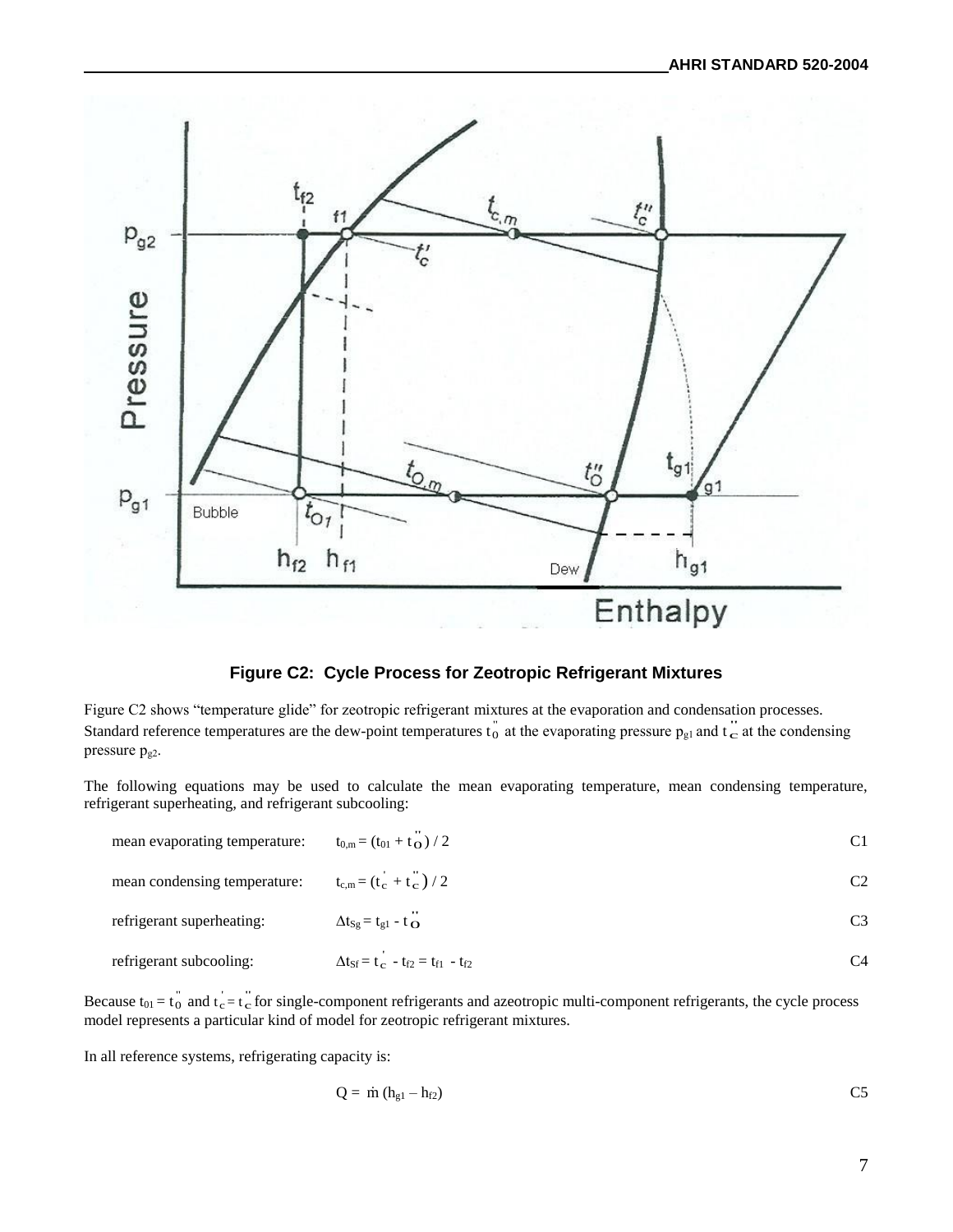**Figure C2: Cycle Process for Zeotropic Refrigerant Mixtures**

Figure C2 shows "temperature glide" for zeotropic refrigerant mixtures at the evaporation and condensation processes. Standard reference temperatures are the dew-point temperatures $t_0''$ at the evaporating pressure $p_{g1}$ and $t_c''$ at the condensing pressure $p_{g2}$.

The following equations may be used to calculate the mean evaporating temperature, mean condensing temperature, refrigerant superheating, and refrigerant subcooling:

mean evaporating temperature: $t_{0,m} = (t_{01} + t_0'') / 2$ C1

mean condensing temperature: $t_{c,m} = (t_c' + t_c'') / 2$ C2

refrigerant superheating: $\Delta t_{Sg} = t_{g1} - t_0''$ C3

refrigerant subcooling: $\Delta t_{Sf} = t_c' - t_{f2} = t_{f1} - t_{f2}$ C4

Because $t_{01} = t_0''$ and $t_c' = t_c''$ for single-component refrigerants and azeotropic multi-component refrigerants, the cycle process model represents a particular kind of model for zeotropic refrigerant mixtures.

In all reference systems, refrigerating capacity is:

$$Q = \dot{m}\,(h_{g1} - h_{f2})$$ C5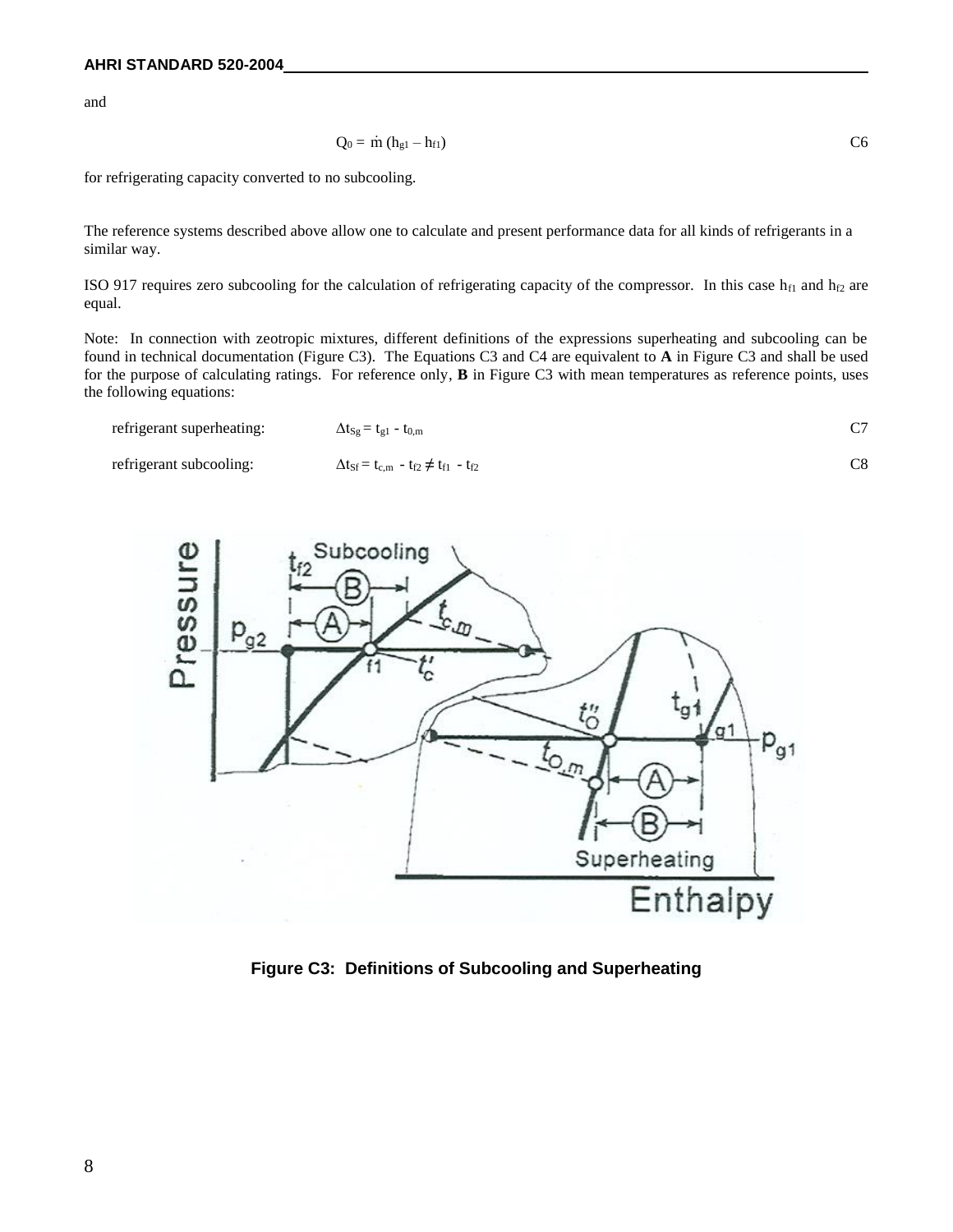and

$$Q_0 = \dot{m}\,(h_{g1} - h_{f1}) \qquad \text{C6}$$

for refrigerating capacity converted to no subcooling.

The reference systems described above allow one to calculate and present performance data for all kinds of refrigerants in a similar way.

ISO 917 requires zero subcooling for the calculation of refrigerating capacity of the compressor. In this case $h_{f1}$ and $h_{f2}$ are equal.

Note: In connection with zeotropic mixtures, different definitions of the expressions superheating and subcooling can be found in technical documentation (Figure C3). The Equations C3 and C4 are equivalent to **A** in Figure C3 and shall be used for the purpose of calculating ratings. For reference only, **B** in Figure C3 with mean temperatures as reference points, uses the following equations:

refrigerant superheating: $\Delta t_{Sg} = t_{g1} - t_{0,m}$ C7

refrigerant subcooling: $\Delta t_{Sf} = t_{c,m} - t_{f2} \neq t_{f1} - t_{f2}$ C8

**Figure C3: Definitions of Subcooling and Superheating**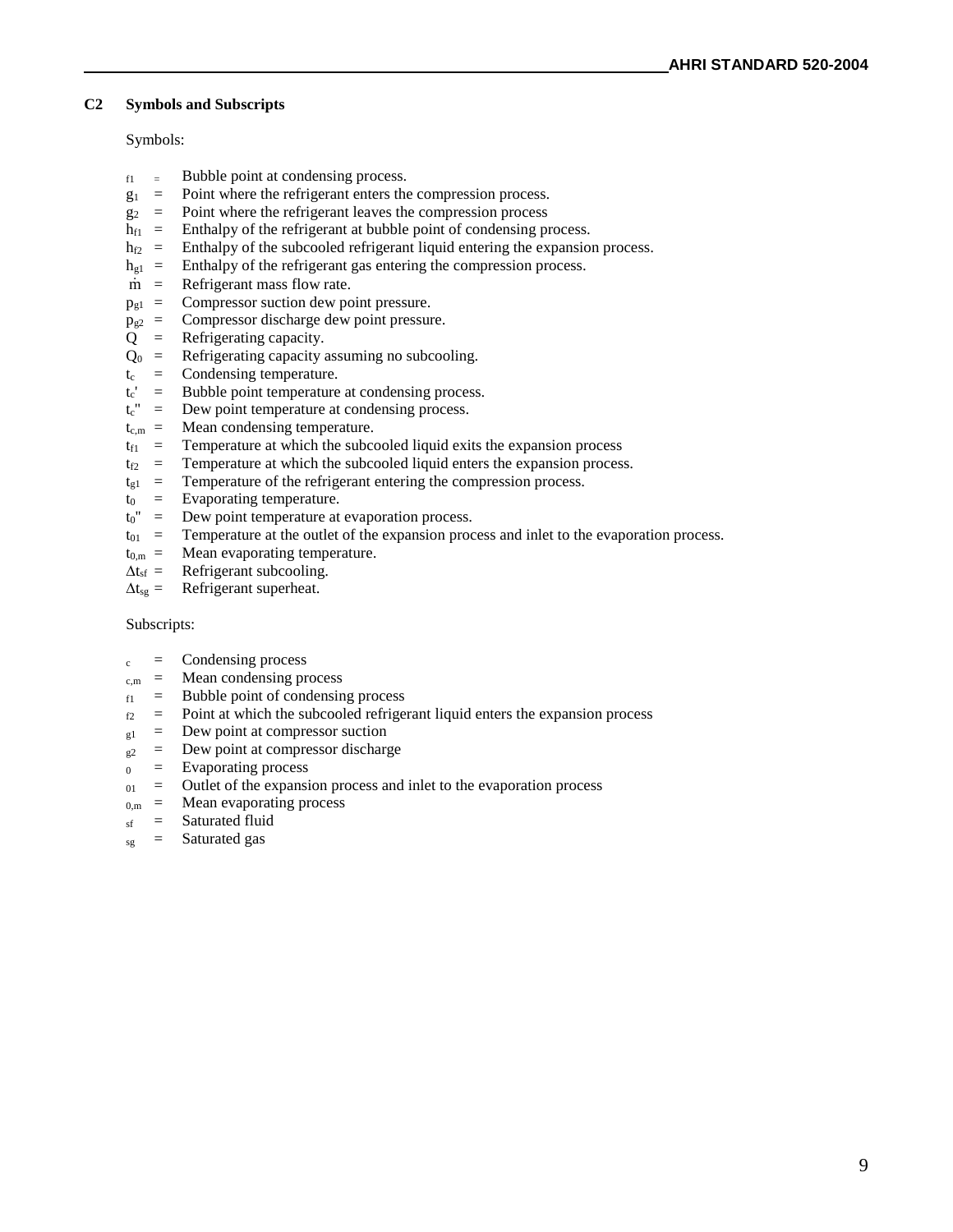### C2 Symbols and Subscripts

Symbols:

- $_{f1}$ = Bubble point at condensing process.
- $g_1$ = Point where the refrigerant enters the compression process.
- $g_2$ = Point where the refrigerant leaves the compression process
- $h_{f1}$ = Enthalpy of the refrigerant at bubble point of condensing process.
- $h_{f2}$ = Enthalpy of the subcooled refrigerant liquid entering the expansion process.
- $h_{g1}$ = Enthalpy of the refrigerant gas entering the compression process.
- $\dot{m}$ = Refrigerant mass flow rate.
- $p_{g1}$ = Compressor suction dew point pressure.
- $p_{g2}$ = Compressor discharge dew point pressure.
- $Q$ = Refrigerating capacity.
- $Q_0$ = Refrigerating capacity assuming no subcooling.
- $t_c$ = Condensing temperature.
- $t_c'$ = Bubble point temperature at condensing process.
- $t_c''$ = Dew point temperature at condensing process.
- $t_{c,m}$ = Mean condensing temperature.
- $t_{f1}$ = Temperature at which the subcooled liquid exits the expansion process
- $t_{f2}$ = Temperature at which the subcooled liquid enters the expansion process.
- $t_{g1}$ = Temperature of the refrigerant entering the compression process.
- $t_0$ = Evaporating temperature.
- $t_0''$ = Dew point temperature at evaporation process.
- $t_{01}$ = Temperature at the outlet of the expansion process and inlet to the evaporation process.
- $t_{0,m}$ = Mean evaporating temperature.
- $\Delta t_{sf}$ = Refrigerant subcooling.
- $\Delta t_{sg}$ = Refrigerant superheat.

Subscripts:

- $_c$ = Condensing process
- $_{c,m}$ = Mean condensing process
- $_{f1}$ = Bubble point of condensing process
- $_{f2}$ = Point at which the subcooled refrigerant liquid enters the expansion process
- $_{g1}$ = Dew point at compressor suction
- $_{g2}$ = Dew point at compressor discharge
- $_0$ = Evaporating process
- $_{01}$ = Outlet of the expansion process and inlet to the evaporation process
- $_{0,m}$ = Mean evaporating process
- $_{sf}$ = Saturated fluid
- $_{sg}$ = Saturated gas